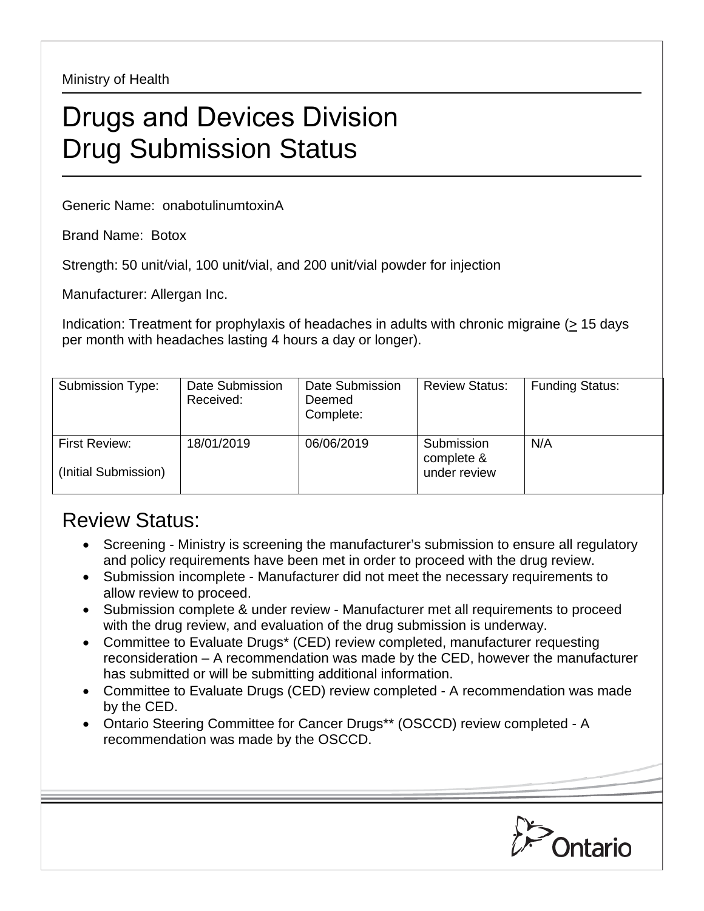Ministry of Health

# Drugs and Devices Division
# Drug Submission Status

Generic Name: onabotulinumtoxinA

Brand Name: Botox

Strength: 50 unit/vial, 100 unit/vial, and 200 unit/vial powder for injection

Manufacturer: Allergan Inc.

Indication: Treatment for prophylaxis of headaches in adults with chronic migraine (≥ 15 days per month with headaches lasting 4 hours a day or longer).

| Submission Type: | Date Submission Received: | Date Submission Deemed Complete: | Review Status: | Funding Status: |
|---|---|---|---|---|
| First Review: (Initial Submission) | 18/01/2019 | 06/06/2019 | Submission complete & under review | N/A |

## Review Status:

- Screening - Ministry is screening the manufacturer's submission to ensure all regulatory and policy requirements have been met in order to proceed with the drug review.
- Submission incomplete - Manufacturer did not meet the necessary requirements to allow review to proceed.
- Submission complete & under review - Manufacturer met all requirements to proceed with the drug review, and evaluation of the drug submission is underway.
- Committee to Evaluate Drugs* (CED) review completed, manufacturer requesting reconsideration – A recommendation was made by the CED, however the manufacturer has submitted or will be submitting additional information.
- Committee to Evaluate Drugs (CED) review completed - A recommendation was made by the CED.
- Ontario Steering Committee for Cancer Drugs** (OSCCD) review completed - A recommendation was made by the OSCCD.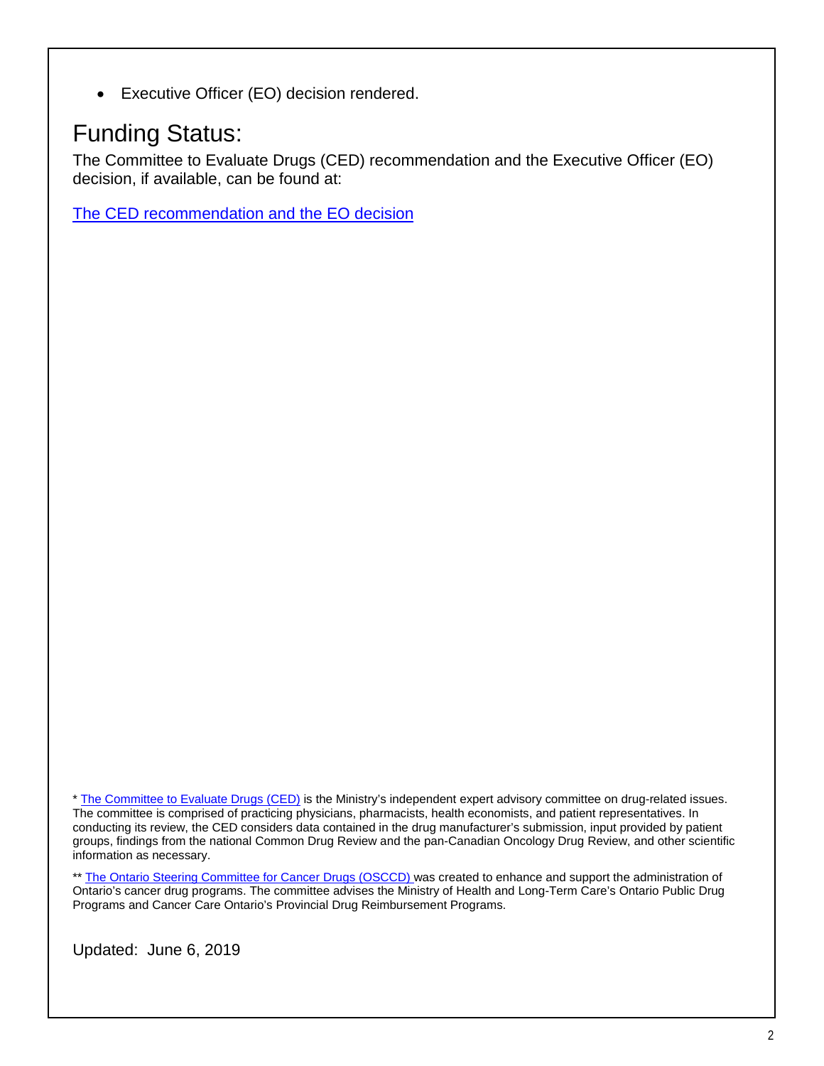- Executive Officer (EO) decision rendered.

## Funding Status:

The Committee to Evaluate Drugs (CED) recommendation and the Executive Officer (EO) decision, if available, can be found at:

The CED recommendation and the EO decision

* The Committee to Evaluate Drugs (CED) is the Ministry's independent expert advisory committee on drug-related issues. The committee is comprised of practicing physicians, pharmacists, health economists, and patient representatives. In conducting its review, the CED considers data contained in the drug manufacturer's submission, input provided by patient groups, findings from the national Common Drug Review and the pan-Canadian Oncology Drug Review, and other scientific information as necessary.

** The Ontario Steering Committee for Cancer Drugs (OSCCD) was created to enhance and support the administration of Ontario's cancer drug programs. The committee advises the Ministry of Health and Long-Term Care's Ontario Public Drug Programs and Cancer Care Ontario's Provincial Drug Reimbursement Programs.

Updated: June 6, 2019